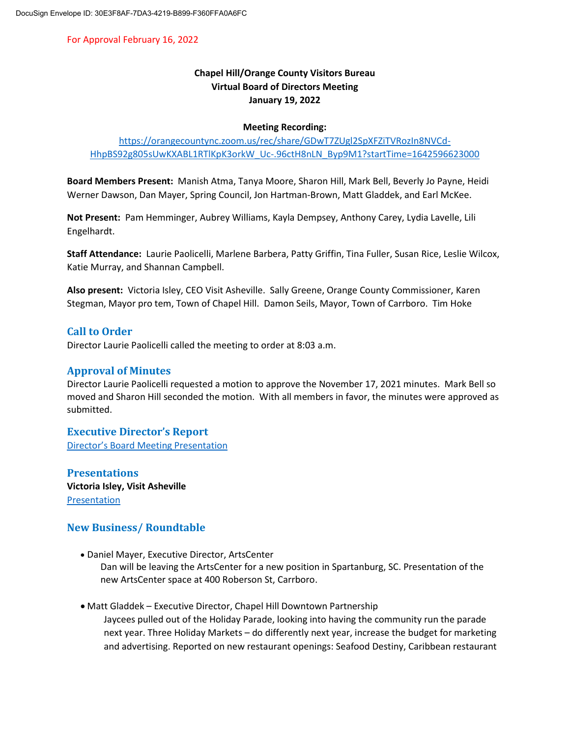For Approval February 16, 2022

**Chapel Hill/Orange County Visitors Bureau**
**Virtual Board of Directors Meeting**
**January 19, 2022**

**Meeting Recording:**
https://orangecountync.zoom.us/rec/share/GDwT7ZUgl2SpXFZiTVRozIn8NVCd-HhpBS92g805sUwKXABL1RTlKpK3orkW_Uc-.96ctH8nLN_Byp9M1?startTime=1642596623000

**Board Members Present:** Manish Atma, Tanya Moore, Sharon Hill, Mark Bell, Beverly Jo Payne, Heidi Werner Dawson, Dan Mayer, Spring Council, Jon Hartman-Brown, Matt Gladdek, and Earl McKee.

**Not Present:** Pam Hemminger, Aubrey Williams, Kayla Dempsey, Anthony Carey, Lydia Lavelle, Lili Engelhardt.

**Staff Attendance:** Laurie Paolicelli, Marlene Barbera, Patty Griffin, Tina Fuller, Susan Rice, Leslie Wilcox, Katie Murray, and Shannan Campbell.

**Also present:** Victoria Isley, CEO Visit Asheville. Sally Greene, Orange County Commissioner, Karen Stegman, Mayor pro tem, Town of Chapel Hill. Damon Seils, Mayor, Town of Carrboro. Tim Hoke

## Call to Order

Director Laurie Paolicelli called the meeting to order at 8:03 a.m.

## Approval of Minutes

Director Laurie Paolicelli requested a motion to approve the November 17, 2021 minutes. Mark Bell so moved and Sharon Hill seconded the motion. With all members in favor, the minutes were approved as submitted.

## Executive Director's Report

Director's Board Meeting Presentation

## Presentations

**Victoria Isley, Visit Asheville**
Presentation

## New Business/ Roundtable

- Daniel Mayer, Executive Director, ArtsCenter
  Dan will be leaving the ArtsCenter for a new position in Spartanburg, SC. Presentation of the new ArtsCenter space at 400 Roberson St, Carrboro.

- Matt Gladdek – Executive Director, Chapel Hill Downtown Partnership
  Jaycees pulled out of the Holiday Parade, looking into having the community run the parade next year. Three Holiday Markets – do differently next year, increase the budget for marketing and advertising. Reported on new restaurant openings: Seafood Destiny, Caribbean restaurant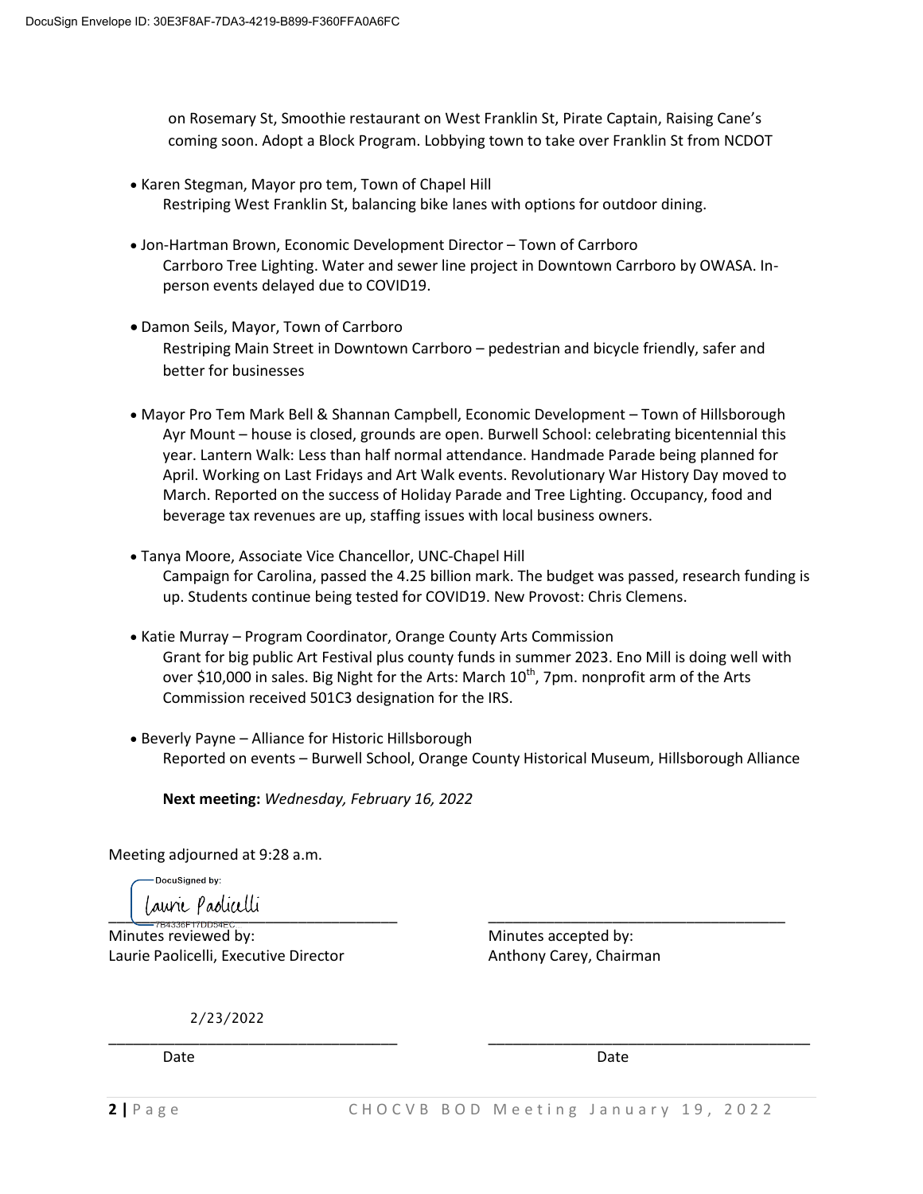on Rosemary St, Smoothie restaurant on West Franklin St, Pirate Captain, Raising Cane's coming soon. Adopt a Block Program. Lobbying town to take over Franklin St from NCDOT

- Karen Stegman, Mayor pro tem, Town of Chapel Hill
  Restriping West Franklin St, balancing bike lanes with options for outdoor dining.

- Jon-Hartman Brown, Economic Development Director – Town of Carrboro
  Carrboro Tree Lighting. Water and sewer line project in Downtown Carrboro by OWASA. In-person events delayed due to COVID19.

- Damon Seils, Mayor, Town of Carrboro
  Restriping Main Street in Downtown Carrboro – pedestrian and bicycle friendly, safer and better for businesses

- Mayor Pro Tem Mark Bell & Shannan Campbell, Economic Development – Town of Hillsborough
  Ayr Mount – house is closed, grounds are open. Burwell School: celebrating bicentennial this year. Lantern Walk: Less than half normal attendance. Handmade Parade being planned for April. Working on Last Fridays and Art Walk events. Revolutionary War History Day moved to March. Reported on the success of Holiday Parade and Tree Lighting. Occupancy, food and beverage tax revenues are up, staffing issues with local business owners.

- Tanya Moore, Associate Vice Chancellor, UNC-Chapel Hill
  Campaign for Carolina, passed the 4.25 billion mark. The budget was passed, research funding is up. Students continue being tested for COVID19. New Provost: Chris Clemens.

- Katie Murray – Program Coordinator, Orange County Arts Commission
  Grant for big public Art Festival plus county funds in summer 2023. Eno Mill is doing well with over $10,000 in sales. Big Night for the Arts: March 10th, 7pm. nonprofit arm of the Arts Commission received 501C3 designation for the IRS.

- Beverly Payne – Alliance for Historic Hillsborough
  Reported on events – Burwell School, Orange County Historical Museum, Hillsborough Alliance

**Next meeting:** *Wednesday, February 16, 2022*

Meeting adjourned at 9:28 a.m.

DocuSigned by:
Laurie Paolicelli
7B4336F17DD54EC

| | |
|---|---|
| Minutes reviewed by: | Minutes accepted by: |
| Laurie Paolicelli, Executive Director | Anthony Carey, Chairman |
| 2/23/2022 | |
| Date | Date |